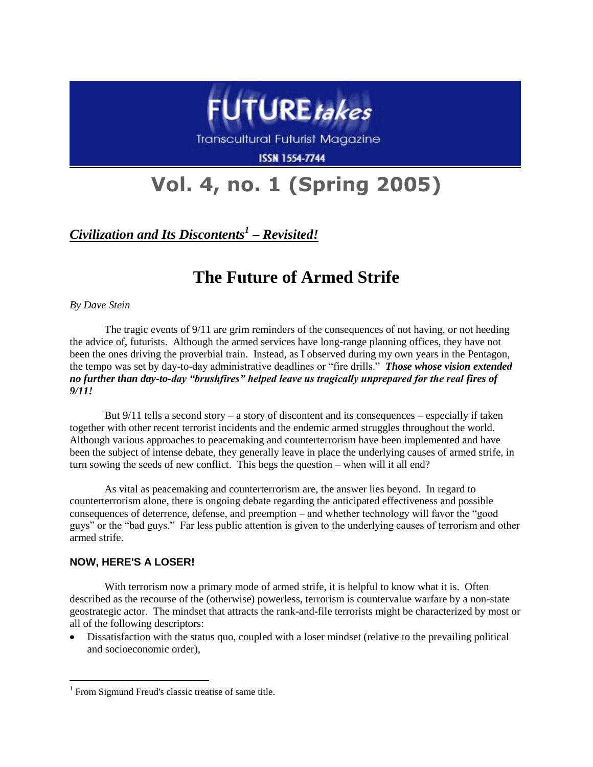FUTURE*takes*

Transcultural Futurist Magazine

ISSN 1554-7744

# Vol. 4, no. 1 (Spring 2005)

***Civilization and Its Discontents*[1] *– Revisited!***

## The Future of Armed Strife

*By Dave Stein*

The tragic events of 9/11 are grim reminders of the consequences of not having, or not heeding the advice of, futurists. Although the armed services have long-range planning offices, they have not been the ones driving the proverbial train. Instead, as I observed during my own years in the Pentagon, the tempo was set by day-to-day administrative deadlines or "fire drills." ***Those whose vision extended no further than day-to-day "brushfires" helped leave us tragically unprepared for the real fires of 9/11!***

But 9/11 tells a second story – a story of discontent and its consequences – especially if taken together with other recent terrorist incidents and the endemic armed struggles throughout the world. Although various approaches to peacemaking and counterterrorism have been implemented and have been the subject of intense debate, they generally leave in place the underlying causes of armed strife, in turn sowing the seeds of new conflict. This begs the question – when will it all end?

As vital as peacemaking and counterterrorism are, the answer lies beyond. In regard to counterterrorism alone, there is ongoing debate regarding the anticipated effectiveness and possible consequences of deterrence, defense, and preemption – and whether technology will favor the "good guys" or the "bad guys." Far less public attention is given to the underlying causes of terrorism and other armed strife.

### NOW, HERE'S A LOSER!

With terrorism now a primary mode of armed strife, it is helpful to know what it is. Often described as the recourse of the (otherwise) powerless, terrorism is countervalue warfare by a non-state geostrategic actor. The mindset that attracts the rank-and-file terrorists might be characterized by most or all of the following descriptors:

- Dissatisfaction with the status quo, coupled with a loser mindset (relative to the prevailing political and socioeconomic order),

[1] From Sigmund Freud's classic treatise of same title.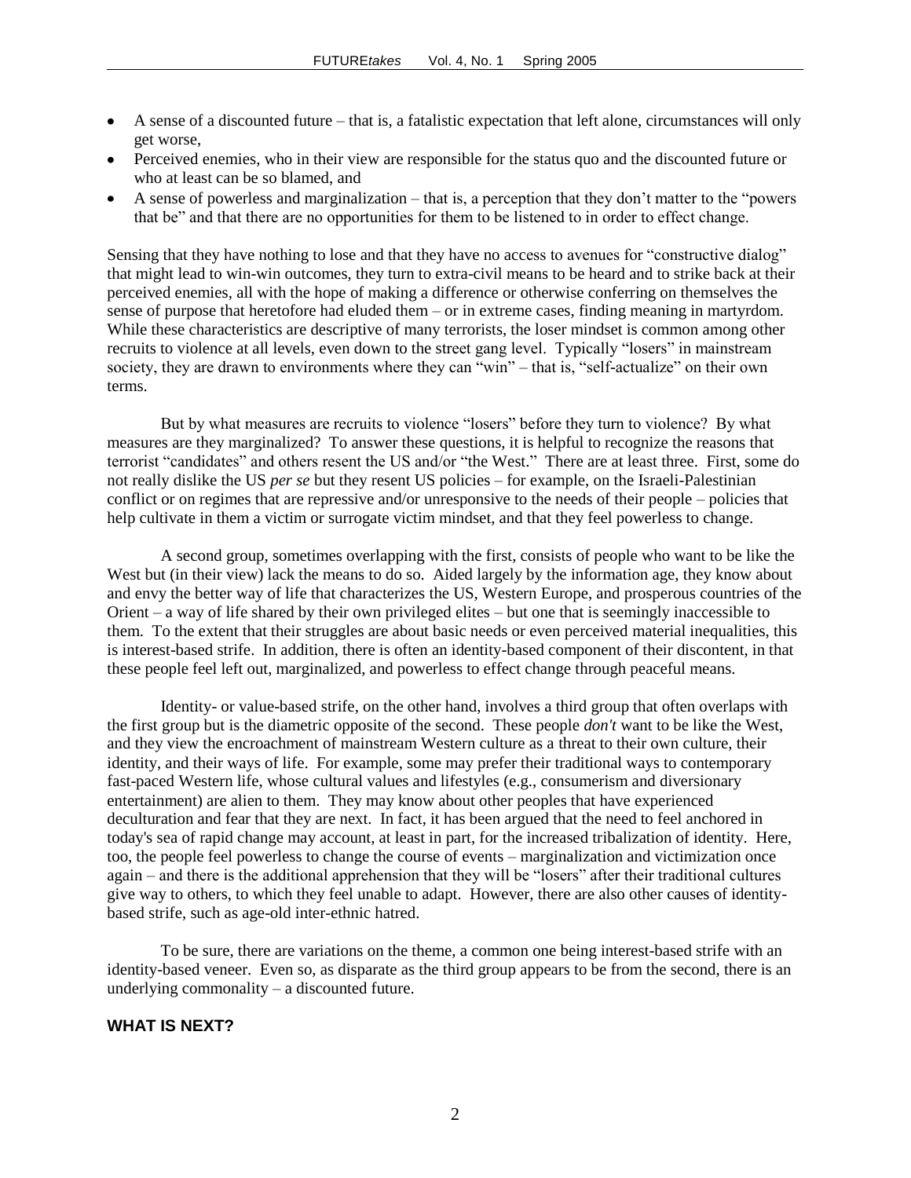- A sense of a discounted future – that is, a fatalistic expectation that left alone, circumstances will only get worse,
- Perceived enemies, who in their view are responsible for the status quo and the discounted future or who at least can be so blamed, and
- A sense of powerless and marginalization – that is, a perception that they don't matter to the "powers that be" and that there are no opportunities for them to be listened to in order to effect change.

Sensing that they have nothing to lose and that they have no access to avenues for "constructive dialog" that might lead to win-win outcomes, they turn to extra-civil means to be heard and to strike back at their perceived enemies, all with the hope of making a difference or otherwise conferring on themselves the sense of purpose that heretofore had eluded them – or in extreme cases, finding meaning in martyrdom. While these characteristics are descriptive of many terrorists, the loser mindset is common among other recruits to violence at all levels, even down to the street gang level. Typically "losers" in mainstream society, they are drawn to environments where they can "win" – that is, "self-actualize" on their own terms.

But by what measures are recruits to violence "losers" before they turn to violence? By what measures are they marginalized? To answer these questions, it is helpful to recognize the reasons that terrorist "candidates" and others resent the US and/or "the West." There are at least three. First, some do not really dislike the US *per se* but they resent US policies – for example, on the Israeli-Palestinian conflict or on regimes that are repressive and/or unresponsive to the needs of their people – policies that help cultivate in them a victim or surrogate victim mindset, and that they feel powerless to change.

A second group, sometimes overlapping with the first, consists of people who want to be like the West but (in their view) lack the means to do so. Aided largely by the information age, they know about and envy the better way of life that characterizes the US, Western Europe, and prosperous countries of the Orient – a way of life shared by their own privileged elites – but one that is seemingly inaccessible to them. To the extent that their struggles are about basic needs or even perceived material inequalities, this is interest-based strife. In addition, there is often an identity-based component of their discontent, in that these people feel left out, marginalized, and powerless to effect change through peaceful means.

Identity- or value-based strife, on the other hand, involves a third group that often overlaps with the first group but is the diametric opposite of the second. These people *don't* want to be like the West, and they view the encroachment of mainstream Western culture as a threat to their own culture, their identity, and their ways of life. For example, some may prefer their traditional ways to contemporary fast-paced Western life, whose cultural values and lifestyles (e.g., consumerism and diversionary entertainment) are alien to them. They may know about other peoples that have experienced deculturation and fear that they are next. In fact, it has been argued that the need to feel anchored in today's sea of rapid change may account, at least in part, for the increased tribalization of identity. Here, too, the people feel powerless to change the course of events – marginalization and victimization once again – and there is the additional apprehension that they will be "losers" after their traditional cultures give way to others, to which they feel unable to adapt. However, there are also other causes of identity-based strife, such as age-old inter-ethnic hatred.

To be sure, there are variations on the theme, a common one being interest-based strife with an identity-based veneer. Even so, as disparate as the third group appears to be from the second, there is an underlying commonality – a discounted future.

## WHAT IS NEXT?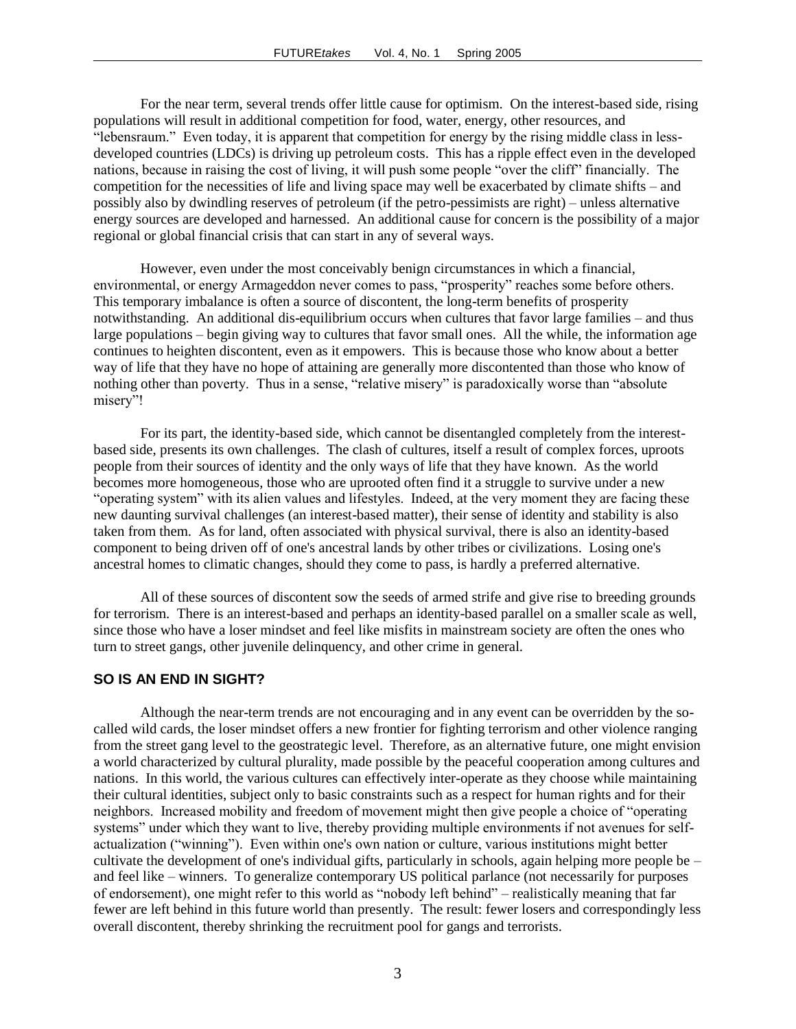For the near term, several trends offer little cause for optimism. On the interest-based side, rising populations will result in additional competition for food, water, energy, other resources, and "lebensraum." Even today, it is apparent that competition for energy by the rising middle class in less-developed countries (LDCs) is driving up petroleum costs. This has a ripple effect even in the developed nations, because in raising the cost of living, it will push some people "over the cliff" financially. The competition for the necessities of life and living space may well be exacerbated by climate shifts – and possibly also by dwindling reserves of petroleum (if the petro-pessimists are right) – unless alternative energy sources are developed and harnessed. An additional cause for concern is the possibility of a major regional or global financial crisis that can start in any of several ways.

However, even under the most conceivably benign circumstances in which a financial, environmental, or energy Armageddon never comes to pass, "prosperity" reaches some before others. This temporary imbalance is often a source of discontent, the long-term benefits of prosperity notwithstanding. An additional dis-equilibrium occurs when cultures that favor large families – and thus large populations – begin giving way to cultures that favor small ones. All the while, the information age continues to heighten discontent, even as it empowers. This is because those who know about a better way of life that they have no hope of attaining are generally more discontented than those who know of nothing other than poverty. Thus in a sense, "relative misery" is paradoxically worse than "absolute misery"!

For its part, the identity-based side, which cannot be disentangled completely from the interest-based side, presents its own challenges. The clash of cultures, itself a result of complex forces, uproots people from their sources of identity and the only ways of life that they have known. As the world becomes more homogeneous, those who are uprooted often find it a struggle to survive under a new "operating system" with its alien values and lifestyles. Indeed, at the very moment they are facing these new daunting survival challenges (an interest-based matter), their sense of identity and stability is also taken from them. As for land, often associated with physical survival, there is also an identity-based component to being driven off of one's ancestral lands by other tribes or civilizations. Losing one's ancestral homes to climatic changes, should they come to pass, is hardly a preferred alternative.

All of these sources of discontent sow the seeds of armed strife and give rise to breeding grounds for terrorism. There is an interest-based and perhaps an identity-based parallel on a smaller scale as well, since those who have a loser mindset and feel like misfits in mainstream society are often the ones who turn to street gangs, other juvenile delinquency, and other crime in general.

## SO IS AN END IN SIGHT?

Although the near-term trends are not encouraging and in any event can be overridden by the so-called wild cards, the loser mindset offers a new frontier for fighting terrorism and other violence ranging from the street gang level to the geostrategic level. Therefore, as an alternative future, one might envision a world characterized by cultural plurality, made possible by the peaceful cooperation among cultures and nations. In this world, the various cultures can effectively inter-operate as they choose while maintaining their cultural identities, subject only to basic constraints such as a respect for human rights and for their neighbors. Increased mobility and freedom of movement might then give people a choice of "operating systems" under which they want to live, thereby providing multiple environments if not avenues for self-actualization ("winning"). Even within one's own nation or culture, various institutions might better cultivate the development of one's individual gifts, particularly in schools, again helping more people be – and feel like – winners. To generalize contemporary US political parlance (not necessarily for purposes of endorsement), one might refer to this world as "nobody left behind" – realistically meaning that far fewer are left behind in this future world than presently. The result: fewer losers and correspondingly less overall discontent, thereby shrinking the recruitment pool for gangs and terrorists.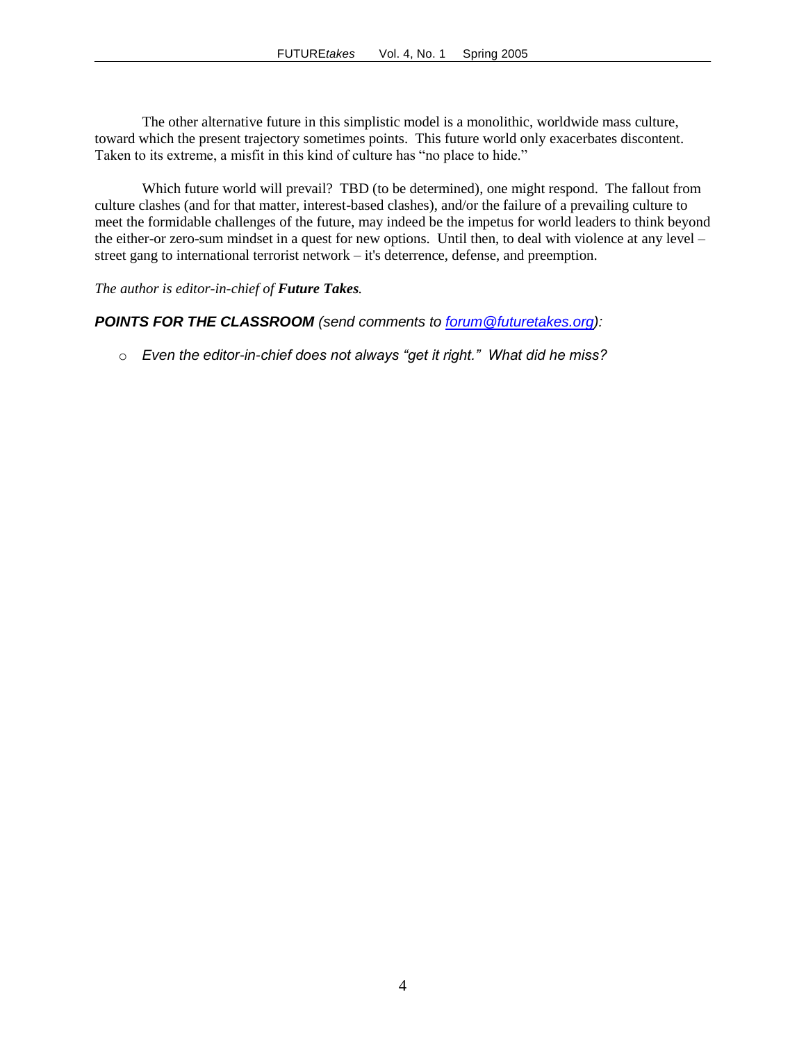The other alternative future in this simplistic model is a monolithic, worldwide mass culture, toward which the present trajectory sometimes points. This future world only exacerbates discontent. Taken to its extreme, a misfit in this kind of culture has "no place to hide."

Which future world will prevail? TBD (to be determined), one might respond. The fallout from culture clashes (and for that matter, interest-based clashes), and/or the failure of a prevailing culture to meet the formidable challenges of the future, may indeed be the impetus for world leaders to think beyond the either-or zero-sum mindset in a quest for new options. Until then, to deal with violence at any level – street gang to international terrorist network – it's deterrence, defense, and preemption.

*The author is editor-in-chief of **Future Takes**.*

***POINTS FOR THE CLASSROOM** (send comments to [forum@futuretakes.org](mailto:forum@futuretakes.org)):*

- *Even the editor-in-chief does not always "get it right." What did he miss?*